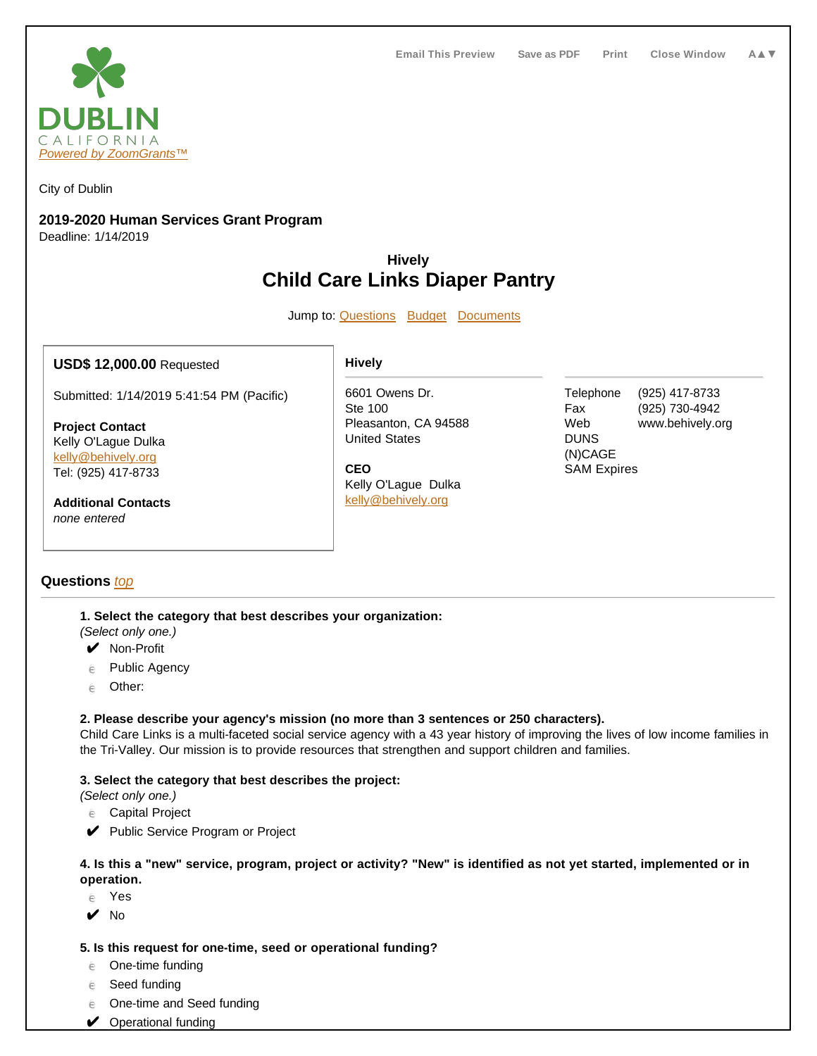Email This Preview | Save as PDF | Print | Close Window | A▲▼

DUBLIN
CALIFORNIA
*Powered by ZoomGrants™*

City of Dublin

**2019-2020 Human Services Grant Program**
Deadline: 1/14/2019

## Hively
# Child Care Links Diaper Pantry

Jump to: Questions Budget Documents

**USD$ 12,000.00** Requested

Submitted: 1/14/2019 5:41:54 PM (Pacific)

**Project Contact**
Kelly O'Lague Dulka
kelly@behively.org
Tel: (925) 417-8733

**Additional Contacts**
*none entered*

**Hively**

6601 Owens Dr.
Ste 100
Pleasanton, CA 94588
United States

**CEO**
Kelly O'Lague Dulka
kelly@behively.org

| | |
|---|---|
| Telephone | (925) 417-8733 |
| Fax | (925) 730-4942 |
| Web | www.behively.org |
| DUNS | |
| (N)CAGE | |
| SAM Expires | |

### Questions *top*

**1. Select the category that best describes your organization:**
*(Select only one.)*

- ✔ Non-Profit
- Public Agency
- Other:

**2. Please describe your agency's mission (no more than 3 sentences or 250 characters).**
Child Care Links is a multi-faceted social service agency with a 43 year history of improving the lives of low income families in the Tri-Valley. Our mission is to provide resources that strengthen and support children and families.

**3. Select the category that best describes the project:**
*(Select only one.)*

- Capital Project
- ✔ Public Service Program or Project

**4. Is this a "new" service, program, project or activity? "New" is identified as not yet started, implemented or in operation.**

- Yes
- ✔ No

**5. Is this request for one-time, seed or operational funding?**

- One-time funding
- Seed funding
- One-time and Seed funding
- ✔ Operational funding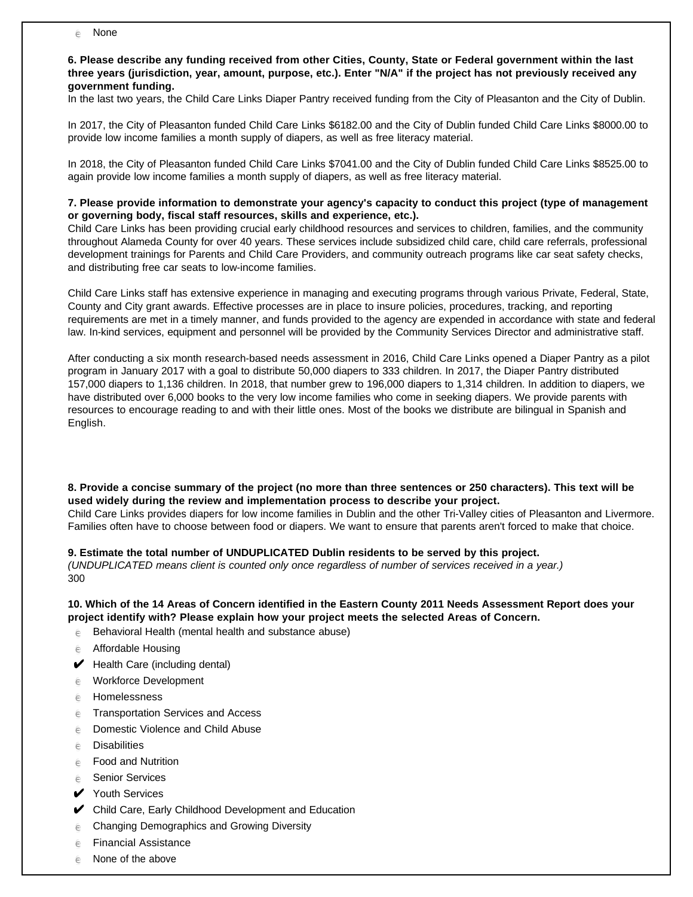- [ ] None

**6. Please describe any funding received from other Cities, County, State or Federal government within the last three years (jurisdiction, year, amount, purpose, etc.). Enter "N/A" if the project has not previously received any government funding.**

In the last two years, the Child Care Links Diaper Pantry received funding from the City of Pleasanton and the City of Dublin.

In 2017, the City of Pleasanton funded Child Care Links $6182.00 and the City of Dublin funded Child Care Links $8000.00 to provide low income families a month supply of diapers, as well as free literacy material.

In 2018, the City of Pleasanton funded Child Care Links $7041.00 and the City of Dublin funded Child Care Links $8525.00 to again provide low income families a month supply of diapers, as well as free literacy material.

**7. Please provide information to demonstrate your agency's capacity to conduct this project (type of management or governing body, fiscal staff resources, skills and experience, etc.).**

Child Care Links has been providing crucial early childhood resources and services to children, families, and the community throughout Alameda County for over 40 years. These services include subsidized child care, child care referrals, professional development trainings for Parents and Child Care Providers, and community outreach programs like car seat safety checks, and distributing free car seats to low-income families.

Child Care Links staff has extensive experience in managing and executing programs through various Private, Federal, State, County and City grant awards. Effective processes are in place to insure policies, procedures, tracking, and reporting requirements are met in a timely manner, and funds provided to the agency are expended in accordance with state and federal law. In-kind services, equipment and personnel will be provided by the Community Services Director and administrative staff.

After conducting a six month research-based needs assessment in 2016, Child Care Links opened a Diaper Pantry as a pilot program in January 2017 with a goal to distribute 50,000 diapers to 333 children. In 2017, the Diaper Pantry distributed 157,000 diapers to 1,136 children. In 2018, that number grew to 196,000 diapers to 1,314 children. In addition to diapers, we have distributed over 6,000 books to the very low income families who come in seeking diapers. We provide parents with resources to encourage reading to and with their little ones. Most of the books we distribute are bilingual in Spanish and English.

**8. Provide a concise summary of the project (no more than three sentences or 250 characters). This text will be used widely during the review and implementation process to describe your project.**

Child Care Links provides diapers for low income families in Dublin and the other Tri-Valley cities of Pleasanton and Livermore. Families often have to choose between food or diapers. We want to ensure that parents aren't forced to make that choice.

**9. Estimate the total number of UNDUPLICATED Dublin residents to be served by this project.**

*(UNDUPLICATED means client is counted only once regardless of number of services received in a year.)*

300

**10. Which of the 14 Areas of Concern identified in the Eastern County 2011 Needs Assessment Report does your project identify with? Please explain how your project meets the selected Areas of Concern.**

- [ ] Behavioral Health (mental health and substance abuse)
- [ ] Affordable Housing
- [x] Health Care (including dental)
- [ ] Workforce Development
- [ ] Homelessness
- [ ] Transportation Services and Access
- [ ] Domestic Violence and Child Abuse
- [ ] Disabilities
- [ ] Food and Nutrition
- [ ] Senior Services
- [x] Youth Services
- [x] Child Care, Early Childhood Development and Education
- [ ] Changing Demographics and Growing Diversity
- [ ] Financial Assistance
- [ ] None of the above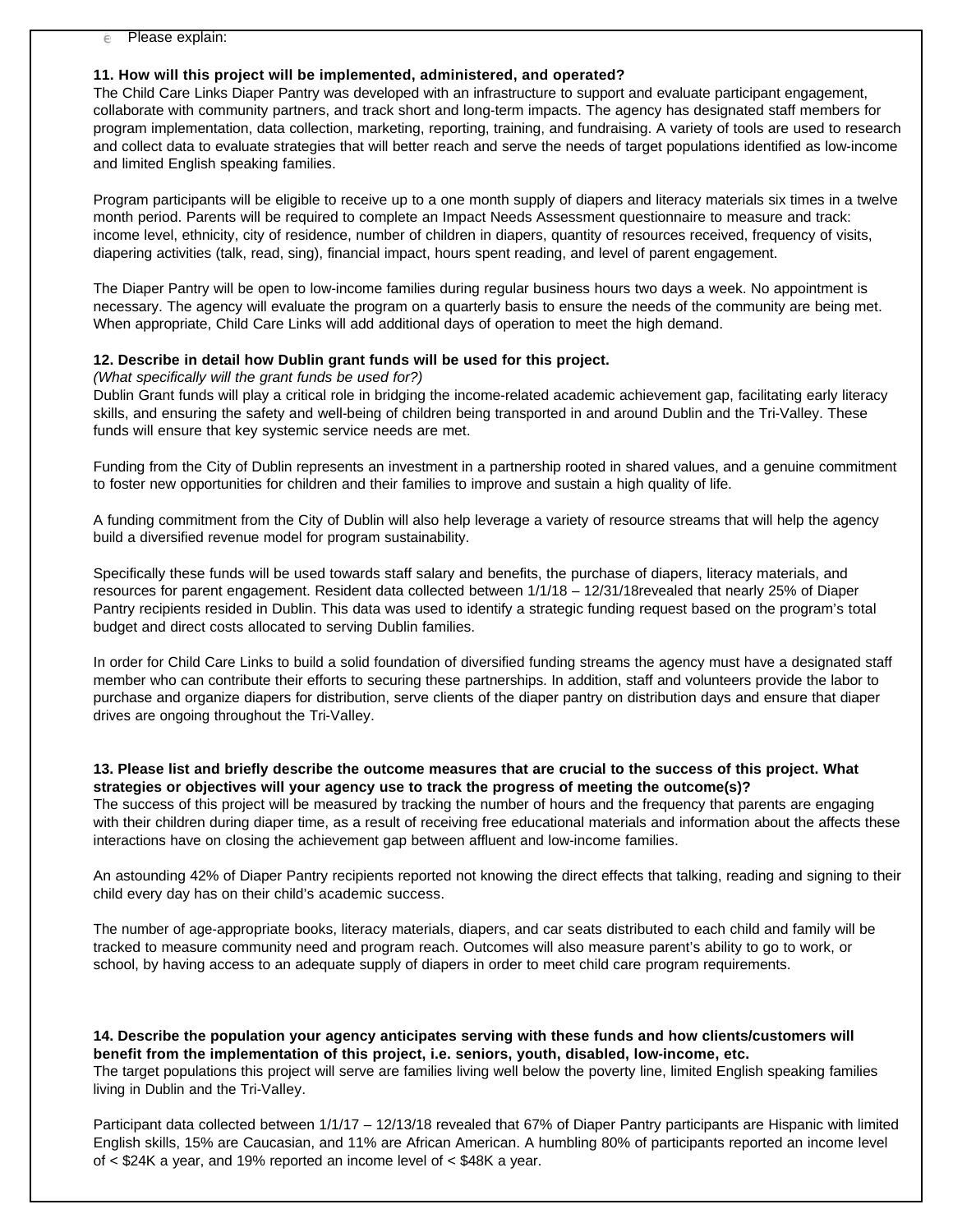∈ Please explain:

**11. How will this project will be implemented, administered, and operated?**

The Child Care Links Diaper Pantry was developed with an infrastructure to support and evaluate participant engagement, collaborate with community partners, and track short and long-term impacts. The agency has designated staff members for program implementation, data collection, marketing, reporting, training, and fundraising. A variety of tools are used to research and collect data to evaluate strategies that will better reach and serve the needs of target populations identified as low-income and limited English speaking families.

Program participants will be eligible to receive up to a one month supply of diapers and literacy materials six times in a twelve month period. Parents will be required to complete an Impact Needs Assessment questionnaire to measure and track: income level, ethnicity, city of residence, number of children in diapers, quantity of resources received, frequency of visits, diapering activities (talk, read, sing), financial impact, hours spent reading, and level of parent engagement.

The Diaper Pantry will be open to low-income families during regular business hours two days a week. No appointment is necessary. The agency will evaluate the program on a quarterly basis to ensure the needs of the community are being met. When appropriate, Child Care Links will add additional days of operation to meet the high demand.

**12. Describe in detail how Dublin grant funds will be used for this project.**

*(What specifically will the grant funds be used for?)*

Dublin Grant funds will play a critical role in bridging the income-related academic achievement gap, facilitating early literacy skills, and ensuring the safety and well-being of children being transported in and around Dublin and the Tri-Valley. These funds will ensure that key systemic service needs are met.

Funding from the City of Dublin represents an investment in a partnership rooted in shared values, and a genuine commitment to foster new opportunities for children and their families to improve and sustain a high quality of life.

A funding commitment from the City of Dublin will also help leverage a variety of resource streams that will help the agency build a diversified revenue model for program sustainability.

Specifically these funds will be used towards staff salary and benefits, the purchase of diapers, literacy materials, and resources for parent engagement. Resident data collected between 1/1/18 – 12/31/18revealed that nearly 25% of Diaper Pantry recipients resided in Dublin. This data was used to identify a strategic funding request based on the program's total budget and direct costs allocated to serving Dublin families.

In order for Child Care Links to build a solid foundation of diversified funding streams the agency must have a designated staff member who can contribute their efforts to securing these partnerships. In addition, staff and volunteers provide the labor to purchase and organize diapers for distribution, serve clients of the diaper pantry on distribution days and ensure that diaper drives are ongoing throughout the Tri-Valley.

**13. Please list and briefly describe the outcome measures that are crucial to the success of this project. What strategies or objectives will your agency use to track the progress of meeting the outcome(s)?**

The success of this project will be measured by tracking the number of hours and the frequency that parents are engaging with their children during diaper time, as a result of receiving free educational materials and information about the affects these interactions have on closing the achievement gap between affluent and low-income families.

An astounding 42% of Diaper Pantry recipients reported not knowing the direct effects that talking, reading and signing to their child every day has on their child's academic success.

The number of age-appropriate books, literacy materials, diapers, and car seats distributed to each child and family will be tracked to measure community need and program reach. Outcomes will also measure parent's ability to go to work, or school, by having access to an adequate supply of diapers in order to meet child care program requirements.

**14. Describe the population your agency anticipates serving with these funds and how clients/customers will benefit from the implementation of this project, i.e. seniors, youth, disabled, low-income, etc.**

The target populations this project will serve are families living well below the poverty line, limited English speaking families living in Dublin and the Tri-Valley.

Participant data collected between 1/1/17 – 12/13/18 revealed that 67% of Diaper Pantry participants are Hispanic with limited English skills, 15% are Caucasian, and 11% are African American. A humbling 80% of participants reported an income level of < $24K a year, and 19% reported an income level of < $48K a year.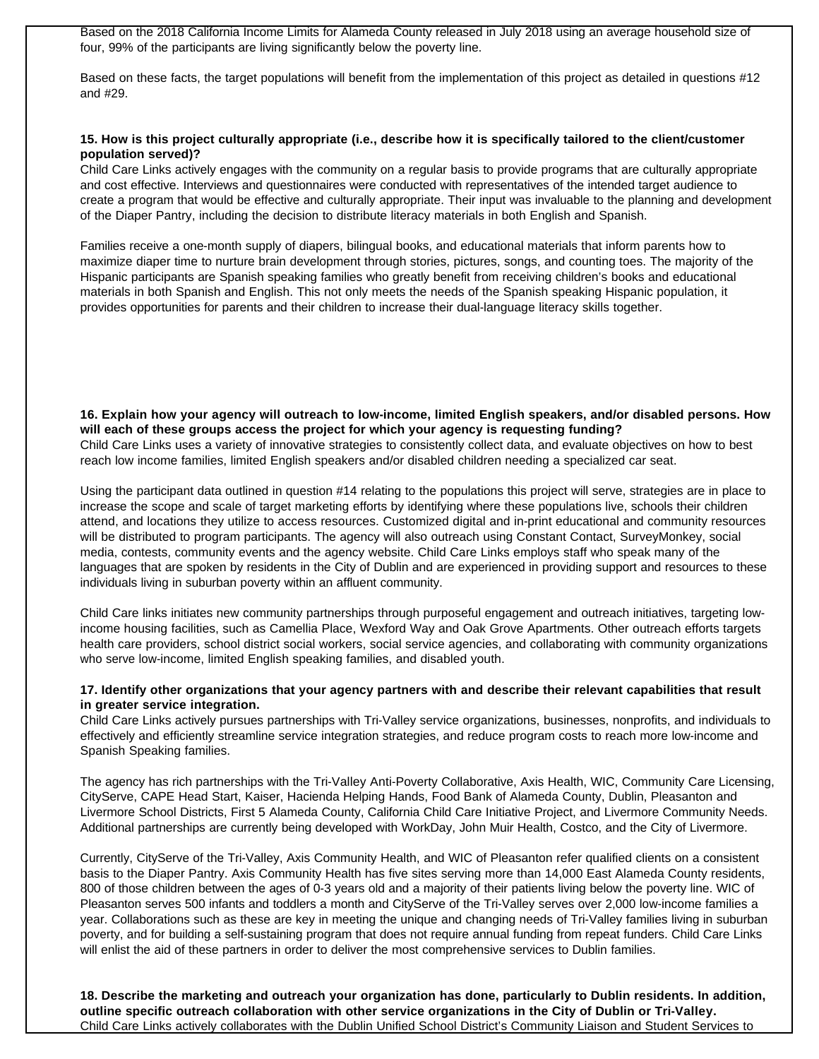Based on the 2018 California Income Limits for Alameda County released in July 2018 using an average household size of four, 99% of the participants are living significantly below the poverty line.

Based on these facts, the target populations will benefit from the implementation of this project as detailed in questions #12 and #29.

**15. How is this project culturally appropriate (i.e., describe how it is specifically tailored to the client/customer population served)?**

Child Care Links actively engages with the community on a regular basis to provide programs that are culturally appropriate and cost effective. Interviews and questionnaires were conducted with representatives of the intended target audience to create a program that would be effective and culturally appropriate. Their input was invaluable to the planning and development of the Diaper Pantry, including the decision to distribute literacy materials in both English and Spanish.

Families receive a one-month supply of diapers, bilingual books, and educational materials that inform parents how to maximize diaper time to nurture brain development through stories, pictures, songs, and counting toes. The majority of the Hispanic participants are Spanish speaking families who greatly benefit from receiving children's books and educational materials in both Spanish and English. This not only meets the needs of the Spanish speaking Hispanic population, it provides opportunities for parents and their children to increase their dual-language literacy skills together.

**16. Explain how your agency will outreach to low-income, limited English speakers, and/or disabled persons. How will each of these groups access the project for which your agency is requesting funding?**

Child Care Links uses a variety of innovative strategies to consistently collect data, and evaluate objectives on how to best reach low income families, limited English speakers and/or disabled children needing a specialized car seat.

Using the participant data outlined in question #14 relating to the populations this project will serve, strategies are in place to increase the scope and scale of target marketing efforts by identifying where these populations live, schools their children attend, and locations they utilize to access resources. Customized digital and in-print educational and community resources will be distributed to program participants. The agency will also outreach using Constant Contact, SurveyMonkey, social media, contests, community events and the agency website. Child Care Links employs staff who speak many of the languages that are spoken by residents in the City of Dublin and are experienced in providing support and resources to these individuals living in suburban poverty within an affluent community.

Child Care links initiates new community partnerships through purposeful engagement and outreach initiatives, targeting low-income housing facilities, such as Camellia Place, Wexford Way and Oak Grove Apartments. Other outreach efforts targets health care providers, school district social workers, social service agencies, and collaborating with community organizations who serve low-income, limited English speaking families, and disabled youth.

**17. Identify other organizations that your agency partners with and describe their relevant capabilities that result in greater service integration.**

Child Care Links actively pursues partnerships with Tri-Valley service organizations, businesses, nonprofits, and individuals to effectively and efficiently streamline service integration strategies, and reduce program costs to reach more low-income and Spanish Speaking families.

The agency has rich partnerships with the Tri-Valley Anti-Poverty Collaborative, Axis Health, WIC, Community Care Licensing, CityServe, CAPE Head Start, Kaiser, Hacienda Helping Hands, Food Bank of Alameda County, Dublin, Pleasanton and Livermore School Districts, First 5 Alameda County, California Child Care Initiative Project, and Livermore Community Needs. Additional partnerships are currently being developed with WorkDay, John Muir Health, Costco, and the City of Livermore.

Currently, CityServe of the Tri-Valley, Axis Community Health, and WIC of Pleasanton refer qualified clients on a consistent basis to the Diaper Pantry. Axis Community Health has five sites serving more than 14,000 East Alameda County residents, 800 of those children between the ages of 0-3 years old and a majority of their patients living below the poverty line. WIC of Pleasanton serves 500 infants and toddlers a month and CityServe of the Tri-Valley serves over 2,000 low-income families a year. Collaborations such as these are key in meeting the unique and changing needs of Tri-Valley families living in suburban poverty, and for building a self-sustaining program that does not require annual funding from repeat funders. Child Care Links will enlist the aid of these partners in order to deliver the most comprehensive services to Dublin families.

**18. Describe the marketing and outreach your organization has done, particularly to Dublin residents. In addition, outline specific outreach collaboration with other service organizations in the City of Dublin or Tri-Valley.**

Child Care Links actively collaborates with the Dublin Unified School District's Community Liaison and Student Services to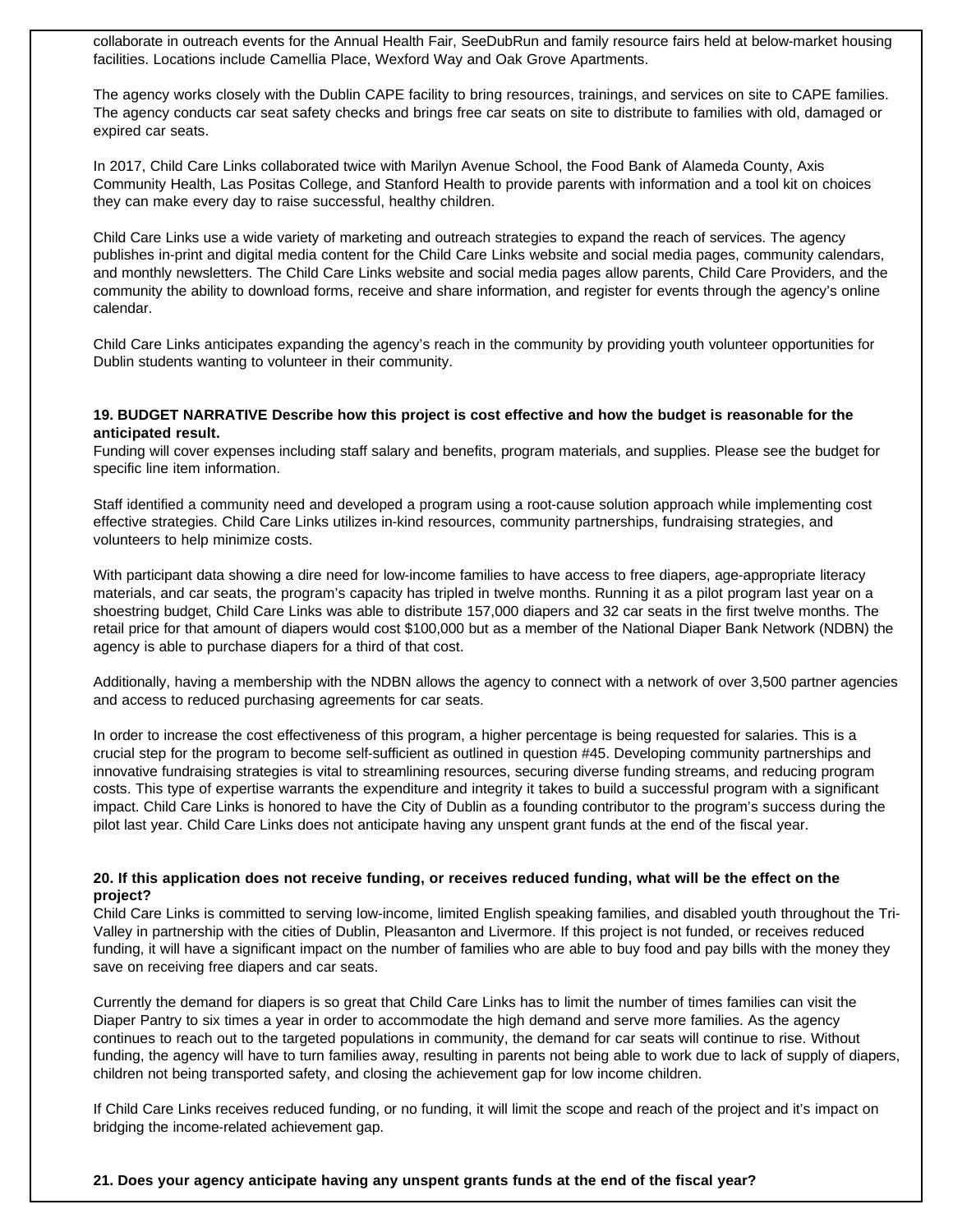collaborate in outreach events for the Annual Health Fair, SeeDubRun and family resource fairs held at below-market housing facilities. Locations include Camellia Place, Wexford Way and Oak Grove Apartments.

The agency works closely with the Dublin CAPE facility to bring resources, trainings, and services on site to CAPE families. The agency conducts car seat safety checks and brings free car seats on site to distribute to families with old, damaged or expired car seats.

In 2017, Child Care Links collaborated twice with Marilyn Avenue School, the Food Bank of Alameda County, Axis Community Health, Las Positas College, and Stanford Health to provide parents with information and a tool kit on choices they can make every day to raise successful, healthy children.

Child Care Links use a wide variety of marketing and outreach strategies to expand the reach of services. The agency publishes in-print and digital media content for the Child Care Links website and social media pages, community calendars, and monthly newsletters. The Child Care Links website and social media pages allow parents, Child Care Providers, and the community the ability to download forms, receive and share information, and register for events through the agency's online calendar.

Child Care Links anticipates expanding the agency's reach in the community by providing youth volunteer opportunities for Dublin students wanting to volunteer in their community.

**19. BUDGET NARRATIVE Describe how this project is cost effective and how the budget is reasonable for the anticipated result.**

Funding will cover expenses including staff salary and benefits, program materials, and supplies. Please see the budget for specific line item information.

Staff identified a community need and developed a program using a root-cause solution approach while implementing cost effective strategies. Child Care Links utilizes in-kind resources, community partnerships, fundraising strategies, and volunteers to help minimize costs.

With participant data showing a dire need for low-income families to have access to free diapers, age-appropriate literacy materials, and car seats, the program's capacity has tripled in twelve months. Running it as a pilot program last year on a shoestring budget, Child Care Links was able to distribute 157,000 diapers and 32 car seats in the first twelve months. The retail price for that amount of diapers would cost $100,000 but as a member of the National Diaper Bank Network (NDBN) the agency is able to purchase diapers for a third of that cost.

Additionally, having a membership with the NDBN allows the agency to connect with a network of over 3,500 partner agencies and access to reduced purchasing agreements for car seats.

In order to increase the cost effectiveness of this program, a higher percentage is being requested for salaries. This is a crucial step for the program to become self-sufficient as outlined in question #45. Developing community partnerships and innovative fundraising strategies is vital to streamlining resources, securing diverse funding streams, and reducing program costs. This type of expertise warrants the expenditure and integrity it takes to build a successful program with a significant impact. Child Care Links is honored to have the City of Dublin as a founding contributor to the program's success during the pilot last year. Child Care Links does not anticipate having any unspent grant funds at the end of the fiscal year.

**20. If this application does not receive funding, or receives reduced funding, what will be the effect on the project?**

Child Care Links is committed to serving low-income, limited English speaking families, and disabled youth throughout the Tri-Valley in partnership with the cities of Dublin, Pleasanton and Livermore. If this project is not funded, or receives reduced funding, it will have a significant impact on the number of families who are able to buy food and pay bills with the money they save on receiving free diapers and car seats.

Currently the demand for diapers is so great that Child Care Links has to limit the number of times families can visit the Diaper Pantry to six times a year in order to accommodate the high demand and serve more families. As the agency continues to reach out to the targeted populations in community, the demand for car seats will continue to rise. Without funding, the agency will have to turn families away, resulting in parents not being able to work due to lack of supply of diapers, children not being transported safety, and closing the achievement gap for low income children.

If Child Care Links receives reduced funding, or no funding, it will limit the scope and reach of the project and it's impact on bridging the income-related achievement gap.

**21. Does your agency anticipate having any unspent grants funds at the end of the fiscal year?**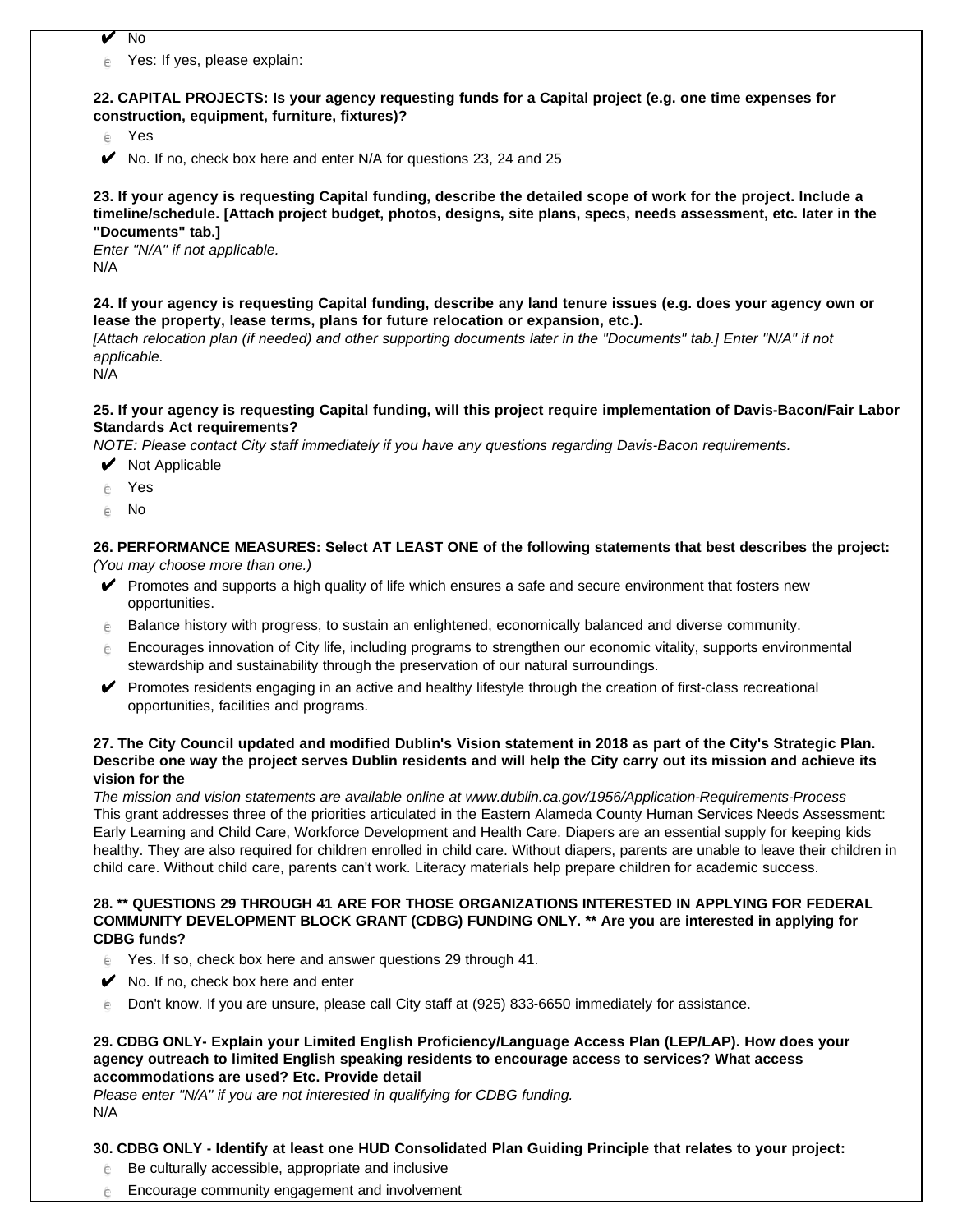- ✔ No
- Yes: If yes, please explain:

**22. CAPITAL PROJECTS: Is your agency requesting funds for a Capital project (e.g. one time expenses for construction, equipment, furniture, fixtures)?**

- Yes
- ✔ No. If no, check box here and enter N/A for questions 23, 24 and 25

**23. If your agency is requesting Capital funding, describe the detailed scope of work for the project. Include a timeline/schedule. [Attach project budget, photos, designs, site plans, specs, needs assessment, etc. later in the "Documents" tab.]**

*Enter "N/A" if not applicable.*

N/A

**24. If your agency is requesting Capital funding, describe any land tenure issues (e.g. does your agency own or lease the property, lease terms, plans for future relocation or expansion, etc.).**

*[Attach relocation plan (if needed) and other supporting documents later in the "Documents" tab.] Enter "N/A" if not applicable.*

N/A

**25. If your agency is requesting Capital funding, will this project require implementation of Davis-Bacon/Fair Labor Standards Act requirements?**

*NOTE: Please contact City staff immediately if you have any questions regarding Davis-Bacon requirements.*

- ✔ Not Applicable
- Yes
- No

**26. PERFORMANCE MEASURES: Select AT LEAST ONE of the following statements that best describes the project:**

*(You may choose more than one.)*

- ✔ Promotes and supports a high quality of life which ensures a safe and secure environment that fosters new opportunities.
- Balance history with progress, to sustain an enlightened, economically balanced and diverse community.
- Encourages innovation of City life, including programs to strengthen our economic vitality, supports environmental stewardship and sustainability through the preservation of our natural surroundings.
- ✔ Promotes residents engaging in an active and healthy lifestyle through the creation of first-class recreational opportunities, facilities and programs.

**27. The City Council updated and modified Dublin's Vision statement in 2018 as part of the City's Strategic Plan. Describe one way the project serves Dublin residents and will help the City carry out its mission and achieve its vision for the**

*The mission and vision statements are available online at www.dublin.ca.gov/1956/Application-Requirements-Process*

This grant addresses three of the priorities articulated in the Eastern Alameda County Human Services Needs Assessment: Early Learning and Child Care, Workforce Development and Health Care. Diapers are an essential supply for keeping kids healthy. They are also required for children enrolled in child care. Without diapers, parents are unable to leave their children in child care. Without child care, parents can't work. Literacy materials help prepare children for academic success.

**28. ** QUESTIONS 29 THROUGH 41 ARE FOR THOSE ORGANIZATIONS INTERESTED IN APPLYING FOR FEDERAL COMMUNITY DEVELOPMENT BLOCK GRANT (CDBG) FUNDING ONLY. ** Are you are interested in applying for CDBG funds?**

- Yes. If so, check box here and answer questions 29 through 41.
- ✔ No. If no, check box here and enter
- Don't know. If you are unsure, please call City staff at (925) 833-6650 immediately for assistance.

**29. CDBG ONLY- Explain your Limited English Proficiency/Language Access Plan (LEP/LAP). How does your agency outreach to limited English speaking residents to encourage access to services? What access accommodations are used? Etc. Provide detail**

*Please enter "N/A" if you are not interested in qualifying for CDBG funding.*

N/A

**30. CDBG ONLY - Identify at least one HUD Consolidated Plan Guiding Principle that relates to your project:**

- Be culturally accessible, appropriate and inclusive
- Encourage community engagement and involvement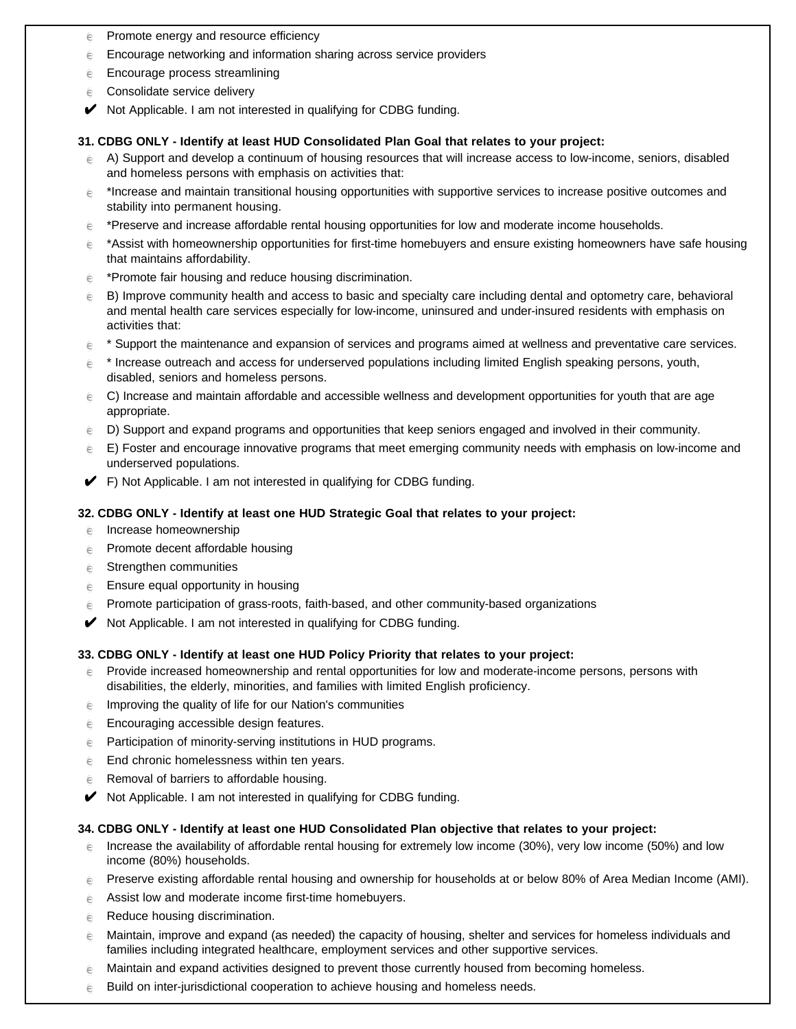- ☐ Promote energy and resource efficiency
- ☐ Encourage networking and information sharing across service providers
- ☐ Encourage process streamlining
- ☐ Consolidate service delivery
- ✔ Not Applicable. I am not interested in qualifying for CDBG funding.

**31. CDBG ONLY - Identify at least HUD Consolidated Plan Goal that relates to your project:**

- ☐ A) Support and develop a continuum of housing resources that will increase access to low-income, seniors, disabled and homeless persons with emphasis on activities that:
- ☐ *Increase and maintain transitional housing opportunities with supportive services to increase positive outcomes and stability into permanent housing.
- ☐ *Preserve and increase affordable rental housing opportunities for low and moderate income households.
- ☐ *Assist with homeownership opportunities for first-time homebuyers and ensure existing homeowners have safe housing that maintains affordability.
- ☐ *Promote fair housing and reduce housing discrimination.
- ☐ B) Improve community health and access to basic and specialty care including dental and optometry care, behavioral and mental health care services especially for low-income, uninsured and under-insured residents with emphasis on activities that:
- ☐ * Support the maintenance and expansion of services and programs aimed at wellness and preventative care services.
- ☐ * Increase outreach and access for underserved populations including limited English speaking persons, youth, disabled, seniors and homeless persons.
- ☐ C) Increase and maintain affordable and accessible wellness and development opportunities for youth that are age appropriate.
- ☐ D) Support and expand programs and opportunities that keep seniors engaged and involved in their community.
- ☐ E) Foster and encourage innovative programs that meet emerging community needs with emphasis on low-income and underserved populations.
- ✔ F) Not Applicable. I am not interested in qualifying for CDBG funding.

**32. CDBG ONLY - Identify at least one HUD Strategic Goal that relates to your project:**

- ☐ Increase homeownership
- ☐ Promote decent affordable housing
- ☐ Strengthen communities
- ☐ Ensure equal opportunity in housing
- ☐ Promote participation of grass-roots, faith-based, and other community-based organizations
- ✔ Not Applicable. I am not interested in qualifying for CDBG funding.

**33. CDBG ONLY - Identify at least one HUD Policy Priority that relates to your project:**

- ☐ Provide increased homeownership and rental opportunities for low and moderate-income persons, persons with disabilities, the elderly, minorities, and families with limited English proficiency.
- ☐ Improving the quality of life for our Nation's communities
- ☐ Encouraging accessible design features.
- ☐ Participation of minority-serving institutions in HUD programs.
- ☐ End chronic homelessness within ten years.
- ☐ Removal of barriers to affordable housing.
- ✔ Not Applicable. I am not interested in qualifying for CDBG funding.

**34. CDBG ONLY - Identify at least one HUD Consolidated Plan objective that relates to your project:**

- ☐ Increase the availability of affordable rental housing for extremely low income (30%), very low income (50%) and low income (80%) households.
- ☐ Preserve existing affordable rental housing and ownership for households at or below 80% of Area Median Income (AMI).
- ☐ Assist low and moderate income first-time homebuyers.
- ☐ Reduce housing discrimination.
- ☐ Maintain, improve and expand (as needed) the capacity of housing, shelter and services for homeless individuals and families including integrated healthcare, employment services and other supportive services.
- ☐ Maintain and expand activities designed to prevent those currently housed from becoming homeless.
- ☐ Build on inter-jurisdictional cooperation to achieve housing and homeless needs.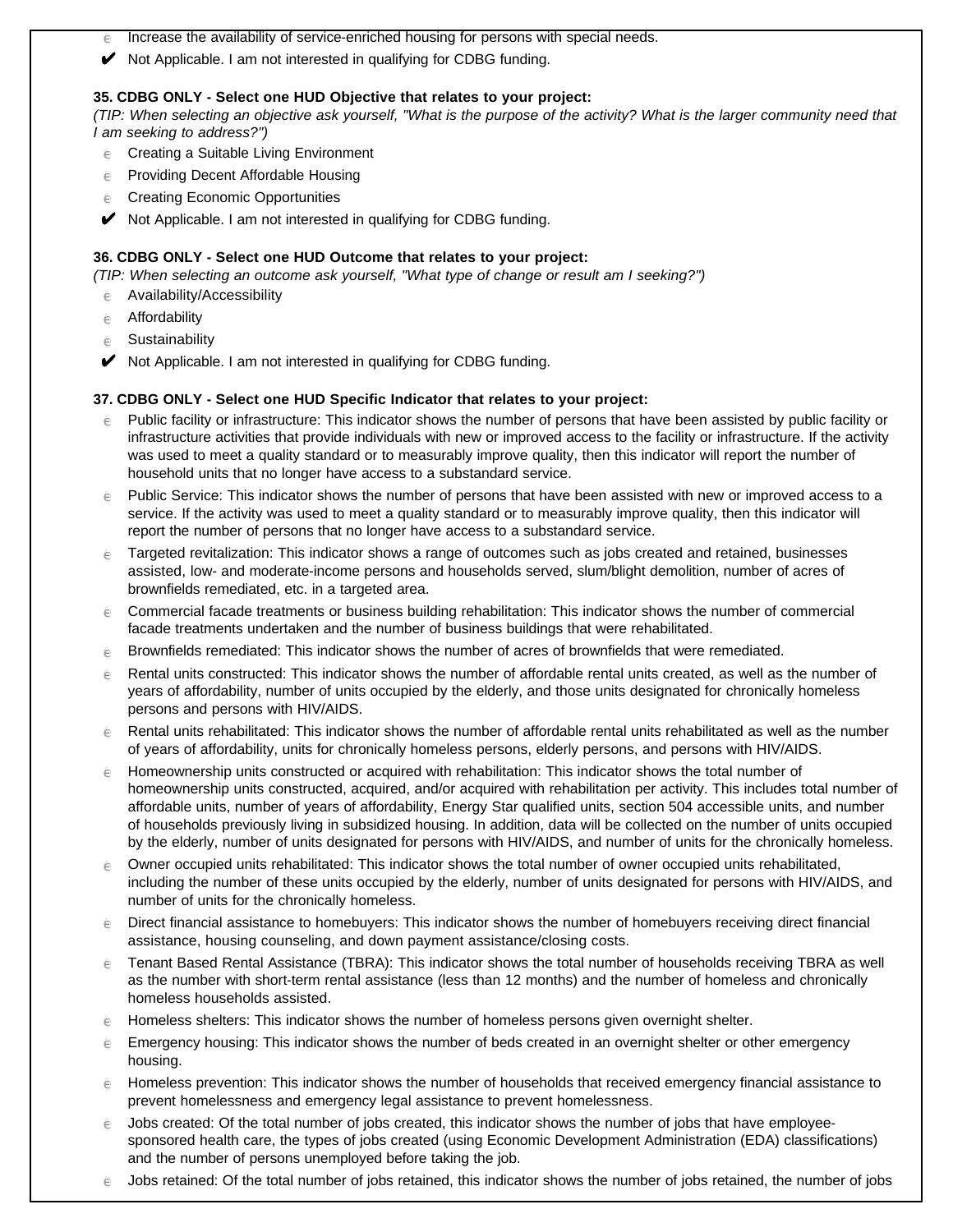- ☐ Increase the availability of service-enriched housing for persons with special needs.
- ✔ Not Applicable. I am not interested in qualifying for CDBG funding.

**35. CDBG ONLY - Select one HUD Objective that relates to your project:**
*(TIP: When selecting an objective ask yourself, "What is the purpose of the activity? What is the larger community need that I am seeking to address?")*

- ☐ Creating a Suitable Living Environment
- ☐ Providing Decent Affordable Housing
- ☐ Creating Economic Opportunities
- ✔ Not Applicable. I am not interested in qualifying for CDBG funding.

**36. CDBG ONLY - Select one HUD Outcome that relates to your project:**
*(TIP: When selecting an outcome ask yourself, "What type of change or result am I seeking?")*

- ☐ Availability/Accessibility
- ☐ Affordability
- ☐ Sustainability
- ✔ Not Applicable. I am not interested in qualifying for CDBG funding.

**37. CDBG ONLY - Select one HUD Specific Indicator that relates to your project:**

- ☐ Public facility or infrastructure: This indicator shows the number of persons that have been assisted by public facility or infrastructure activities that provide individuals with new or improved access to the facility or infrastructure. If the activity was used to meet a quality standard or to measurably improve quality, then this indicator will report the number of household units that no longer have access to a substandard service.
- ☐ Public Service: This indicator shows the number of persons that have been assisted with new or improved access to a service. If the activity was used to meet a quality standard or to measurably improve quality, then this indicator will report the number of persons that no longer have access to a substandard service.
- ☐ Targeted revitalization: This indicator shows a range of outcomes such as jobs created and retained, businesses assisted, low- and moderate-income persons and households served, slum/blight demolition, number of acres of brownfields remediated, etc. in a targeted area.
- ☐ Commercial facade treatments or business building rehabilitation: This indicator shows the number of commercial facade treatments undertaken and the number of business buildings that were rehabilitated.
- ☐ Brownfields remediated: This indicator shows the number of acres of brownfields that were remediated.
- ☐ Rental units constructed: This indicator shows the number of affordable rental units created, as well as the number of years of affordability, number of units occupied by the elderly, and those units designated for chronically homeless persons and persons with HIV/AIDS.
- ☐ Rental units rehabilitated: This indicator shows the number of affordable rental units rehabilitated as well as the number of years of affordability, units for chronically homeless persons, elderly persons, and persons with HIV/AIDS.
- ☐ Homeownership units constructed or acquired with rehabilitation: This indicator shows the total number of homeownership units constructed, acquired, and/or acquired with rehabilitation per activity. This includes total number of affordable units, number of years of affordability, Energy Star qualified units, section 504 accessible units, and number of households previously living in subsidized housing. In addition, data will be collected on the number of units occupied by the elderly, number of units designated for persons with HIV/AIDS, and number of units for the chronically homeless.
- ☐ Owner occupied units rehabilitated: This indicator shows the total number of owner occupied units rehabilitated, including the number of these units occupied by the elderly, number of units designated for persons with HIV/AIDS, and number of units for the chronically homeless.
- ☐ Direct financial assistance to homebuyers: This indicator shows the number of homebuyers receiving direct financial assistance, housing counseling, and down payment assistance/closing costs.
- ☐ Tenant Based Rental Assistance (TBRA): This indicator shows the total number of households receiving TBRA as well as the number with short-term rental assistance (less than 12 months) and the number of homeless and chronically homeless households assisted.
- ☐ Homeless shelters: This indicator shows the number of homeless persons given overnight shelter.
- ☐ Emergency housing: This indicator shows the number of beds created in an overnight shelter or other emergency housing.
- ☐ Homeless prevention: This indicator shows the number of households that received emergency financial assistance to prevent homelessness and emergency legal assistance to prevent homelessness.
- ☐ Jobs created: Of the total number of jobs created, this indicator shows the number of jobs that have employee-sponsored health care, the types of jobs created (using Economic Development Administration (EDA) classifications) and the number of persons unemployed before taking the job.
- ☐ Jobs retained: Of the total number of jobs retained, this indicator shows the number of jobs retained, the number of jobs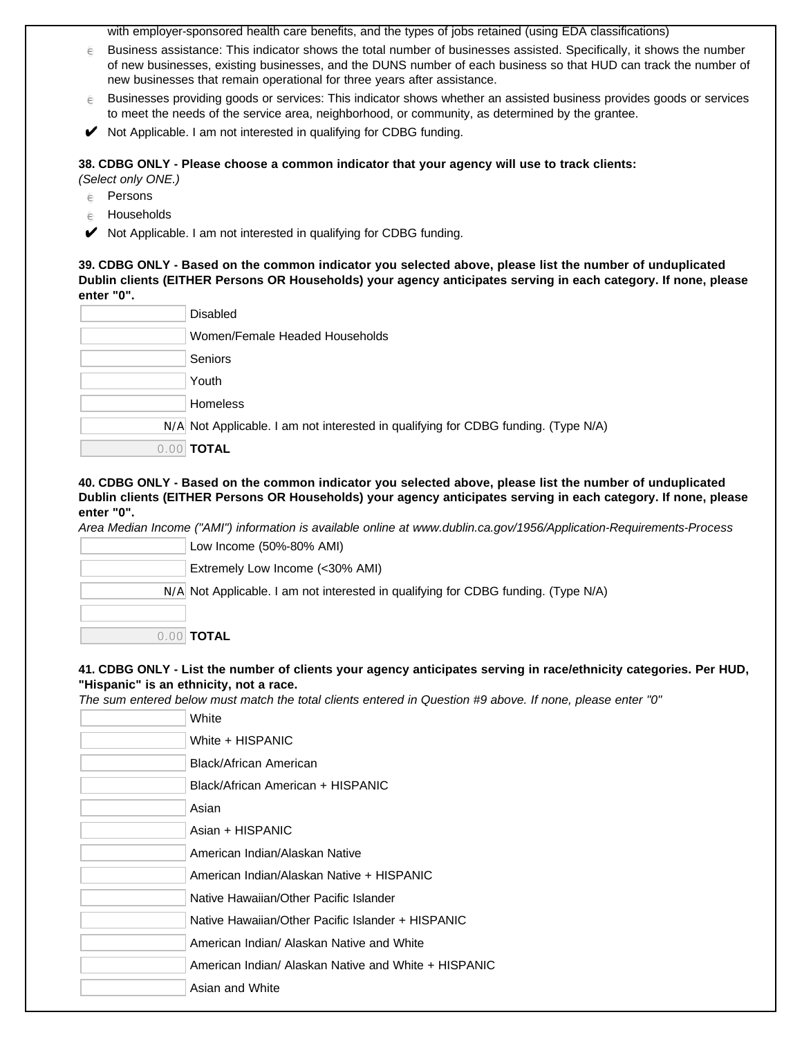with employer-sponsored health care benefits, and the types of jobs retained (using EDA classifications)

- ☐ Business assistance: This indicator shows the total number of businesses assisted. Specifically, it shows the number of new businesses, existing businesses, and the DUNS number of each business so that HUD can track the number of new businesses that remain operational for three years after assistance.
- ☐ Businesses providing goods or services: This indicator shows whether an assisted business provides goods or services to meet the needs of the service area, neighborhood, or community, as determined by the grantee.
- ✔ Not Applicable. I am not interested in qualifying for CDBG funding.

**38. CDBG ONLY - Please choose a common indicator that your agency will use to track clients:**
*(Select only ONE.)*

- ☐ Persons
- ☐ Households
- ✔ Not Applicable. I am not interested in qualifying for CDBG funding.

**39. CDBG ONLY - Based on the common indicator you selected above, please list the number of unduplicated Dublin clients (EITHER Persons OR Households) your agency anticipates serving in each category. If none, please enter "0".**

| Value | Category |
|---|---|
| | Disabled |
| | Women/Female Headed Households |
| | Seniors |
| | Youth |
| | Homeless |
| N/A | Not Applicable. I am not interested in qualifying for CDBG funding. (Type N/A) |
| 0.00 | **TOTAL** |

**40. CDBG ONLY - Based on the common indicator you selected above, please list the number of unduplicated Dublin clients (EITHER Persons OR Households) your agency anticipates serving in each category. If none, please enter "0".**
*Area Median Income ("AMI") information is available online at www.dublin.ca.gov/1956/Application-Requirements-Process*

| Value | Category |
|---|---|
| | Low Income (50%-80% AMI) |
| | Extremely Low Income (<30% AMI) |
| N/A | Not Applicable. I am not interested in qualifying for CDBG funding. (Type N/A) |
| | |
| 0.00 | **TOTAL** |

**41. CDBG ONLY - List the number of clients your agency anticipates serving in race/ethnicity categories. Per HUD, "Hispanic" is an ethnicity, not a race.**
*The sum entered below must match the total clients entered in Question #9 above. If none, please enter "0"*

| Value | Category |
|---|---|
| | White |
| | White + HISPANIC |
| | Black/African American |
| | Black/African American + HISPANIC |
| | Asian |
| | Asian + HISPANIC |
| | American Indian/Alaskan Native |
| | American Indian/Alaskan Native + HISPANIC |
| | Native Hawaiian/Other Pacific Islander |
| | Native Hawaiian/Other Pacific Islander + HISPANIC |
| | American Indian/ Alaskan Native and White |
| | American Indian/ Alaskan Native and White + HISPANIC |
| | Asian and White |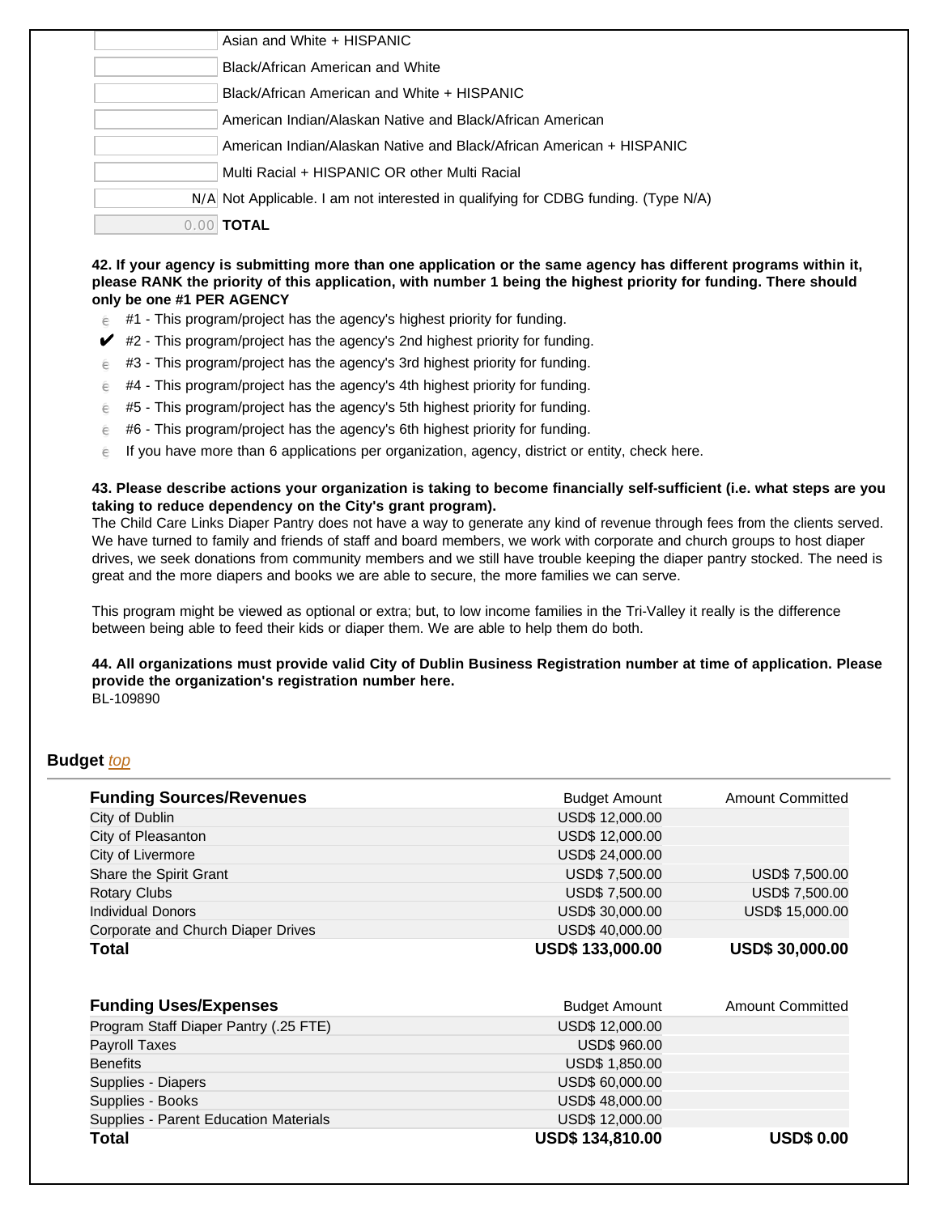| | |
|---|---|
| | Asian and White + HISPANIC |
| | Black/African American and White |
| | Black/African American and White + HISPANIC |
| | American Indian/Alaskan Native and Black/African American |
| | American Indian/Alaskan Native and Black/African American + HISPANIC |
| | Multi Racial + HISPANIC OR other Multi Racial |
| N/A | Not Applicable. I am not interested in qualifying for CDBG funding. (Type N/A) |
| 0.00 | **TOTAL** |

**42. If your agency is submitting more than one application or the same agency has different programs within it, please RANK the priority of this application, with number 1 being the highest priority for funding. There should only be one #1 PER AGENCY**

- #1 - This program/project has the agency's highest priority for funding.
- ✔ #2 - This program/project has the agency's 2nd highest priority for funding.
- #3 - This program/project has the agency's 3rd highest priority for funding.
- #4 - This program/project has the agency's 4th highest priority for funding.
- #5 - This program/project has the agency's 5th highest priority for funding.
- #6 - This program/project has the agency's 6th highest priority for funding.
- If you have more than 6 applications per organization, agency, district or entity, check here.

**43. Please describe actions your organization is taking to become financially self-sufficient (i.e. what steps are you taking to reduce dependency on the City's grant program).**

The Child Care Links Diaper Pantry does not have a way to generate any kind of revenue through fees from the clients served. We have turned to family and friends of staff and board members, we work with corporate and church groups to host diaper drives, we seek donations from community members and we still have trouble keeping the diaper pantry stocked. The need is great and the more diapers and books we are able to secure, the more families we can serve.

This program might be viewed as optional or extra; but, to low income families in the Tri-Valley it really is the difference between being able to feed their kids or diaper them. We are able to help them do both.

**44. All organizations must provide valid City of Dublin Business Registration number at time of application. Please provide the organization's registration number here.**

BL-109890

## Budget *top*

| Funding Sources/Revenues | Budget Amount | Amount Committed |
|---|---|---|
| City of Dublin | USD$ 12,000.00 | |
| City of Pleasanton | USD$ 12,000.00 | |
| City of Livermore | USD$ 24,000.00 | |
| Share the Spirit Grant | USD$ 7,500.00 | USD$ 7,500.00 |
| Rotary Clubs | USD$ 7,500.00 | USD$ 7,500.00 |
| Individual Donors | USD$ 30,000.00 | USD$ 15,000.00 |
| Corporate and Church Diaper Drives | USD$ 40,000.00 | |
| **Total** | **USD$ 133,000.00** | **USD$ 30,000.00** |

| Funding Uses/Expenses | Budget Amount | Amount Committed |
|---|---|---|
| Program Staff Diaper Pantry (.25 FTE) | USD$ 12,000.00 | |
| Payroll Taxes | USD$ 960.00 | |
| Benefits | USD$ 1,850.00 | |
| Supplies - Diapers | USD$ 60,000.00 | |
| Supplies - Books | USD$ 48,000.00 | |
| Supplies - Parent Education Materials | USD$ 12,000.00 | |
| **Total** | **USD$ 134,810.00** | **USD$ 0.00** |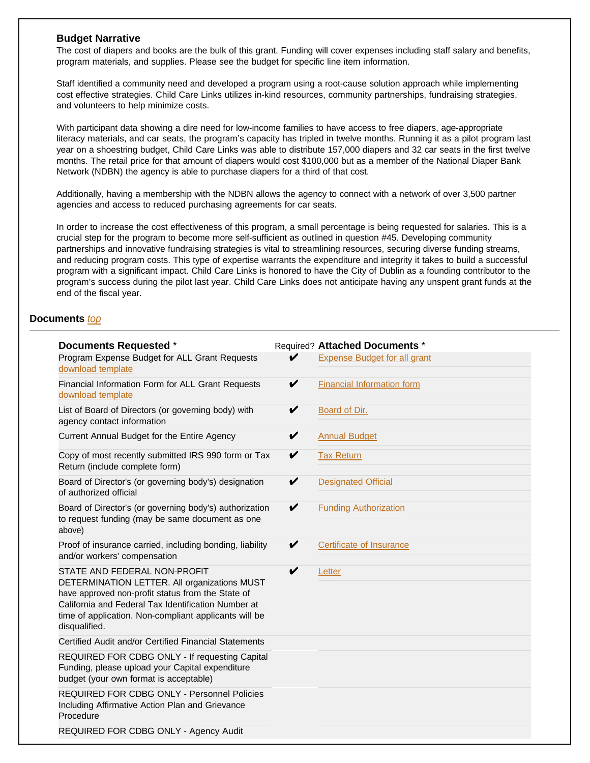### Budget Narrative

The cost of diapers and books are the bulk of this grant. Funding will cover expenses including staff salary and benefits, program materials, and supplies. Please see the budget for specific line item information.

Staff identified a community need and developed a program using a root-cause solution approach while implementing cost effective strategies. Child Care Links utilizes in-kind resources, community partnerships, fundraising strategies, and volunteers to help minimize costs.

With participant data showing a dire need for low-income families to have access to free diapers, age-appropriate literacy materials, and car seats, the program's capacity has tripled in twelve months. Running it as a pilot program last year on a shoestring budget, Child Care Links was able to distribute 157,000 diapers and 32 car seats in the first twelve months. The retail price for that amount of diapers would cost $100,000 but as a member of the National Diaper Bank Network (NDBN) the agency is able to purchase diapers for a third of that cost.

Additionally, having a membership with the NDBN allows the agency to connect with a network of over 3,500 partner agencies and access to reduced purchasing agreements for car seats.

In order to increase the cost effectiveness of this program, a small percentage is being requested for salaries. This is a crucial step for the program to become more self-sufficient as outlined in question #45. Developing community partnerships and innovative fundraising strategies is vital to streamlining resources, securing diverse funding streams, and reducing program costs. This type of expertise warrants the expenditure and integrity it takes to build a successful program with a significant impact. Child Care Links is honored to have the City of Dublin as a founding contributor to the program's success during the pilot last year. Child Care Links does not anticipate having any unspent grant funds at the end of the fiscal year.

### Documents *top*

---

| Documents Requested * | Required? | Attached Documents * |
|---|---|---|
| Program Expense Budget for ALL Grant Requests download template | ✔ | Expense Budget for all grant |
| Financial Information Form for ALL Grant Requests download template | ✔ | Financial Information form |
| List of Board of Directors (or governing body) with agency contact information | ✔ | Board of Dir. |
| Current Annual Budget for the Entire Agency | ✔ | Annual Budget |
| Copy of most recently submitted IRS 990 form or Tax Return (include complete form) | ✔ | Tax Return |
| Board of Director's (or governing body's) designation of authorized official | ✔ | Designated Official |
| Board of Director's (or governing body's) authorization to request funding (may be same document as one above) | ✔ | Funding Authorization |
| Proof of insurance carried, including bonding, liability and/or workers' compensation | ✔ | Certificate of Insurance |
| STATE AND FEDERAL NON-PROFIT DETERMINATION LETTER. All organizations MUST have approved non-profit status from the State of California and Federal Tax Identification Number at time of application. Non-compliant applicants will be disqualified. | ✔ | Letter |
| Certified Audit and/or Certified Financial Statements | | |
| REQUIRED FOR CDBG ONLY - If requesting Capital Funding, please upload your Capital expenditure budget (your own format is acceptable) | | |
| REQUIRED FOR CDBG ONLY - Personnel Policies Including Affirmative Action Plan and Grievance Procedure | | |
| REQUIRED FOR CDBG ONLY - Agency Audit | | |